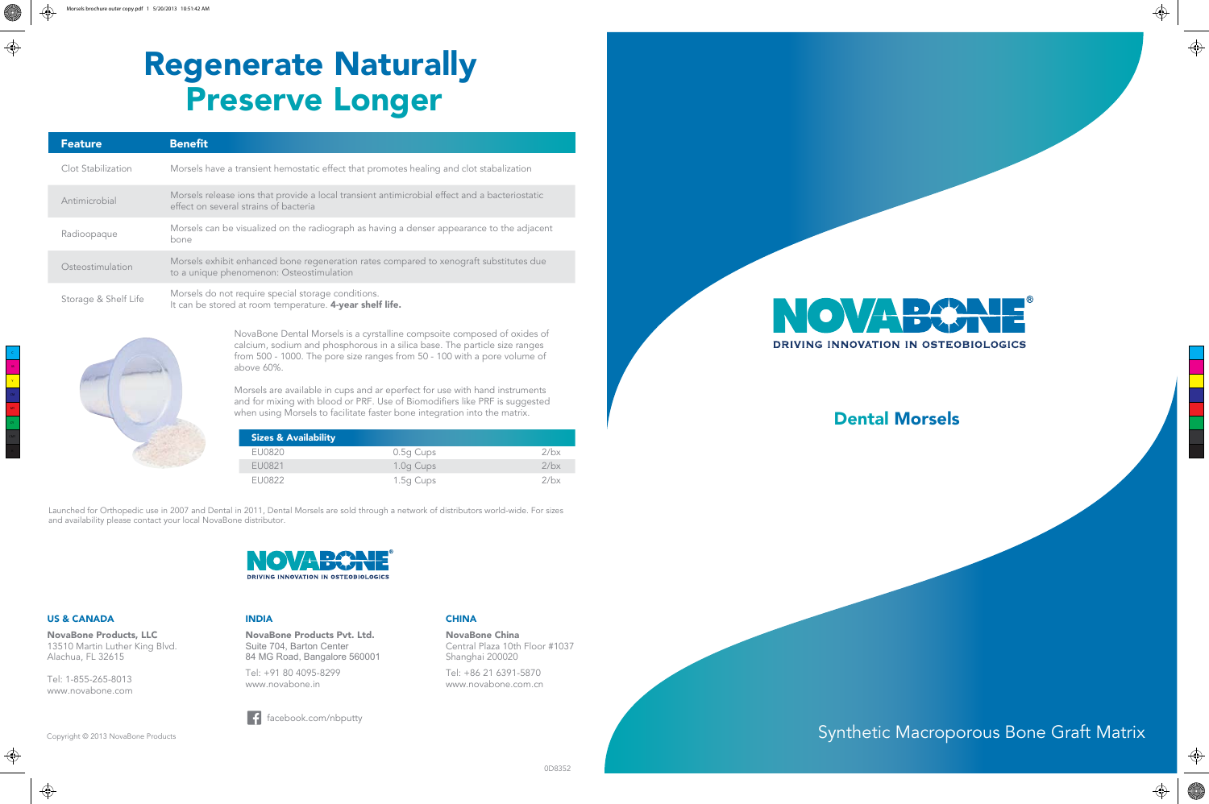# Regenerate Naturally
# Preserve Longer

| Feature | Benefit |
|---|---|
| Clot Stabilization | Morsels have a transient hemostatic effect that promotes healing and clot stabalization |
| Antimicrobial | Morsels release ions that provide a local transient antimicrobial effect and a bacteriostatic effect on several strains of bacteria |
| Radioopaque | Morsels can be visualized on the radiograph as having a denser appearance to the adjacent bone |
| Osteostimulation | Morsels exhibit enhanced bone regeneration rates compared to xenograft substitutes due to a unique phenomenon: Osteostimulation |
| Storage & Shelf Life | Morsels do not require special storage conditions. It can be stored at room temperature. **4-year shelf life.** |

NovaBone Dental Morsels is a cyrstalline compsoite composed of oxides of calcium, sodium and phosphorous in a silica base. The particle size ranges from 500 - 1000. The pore size ranges from 50 - 100 with a pore volume of above 60%.

Morsels are available in cups and ar eperfect for use with hand instruments and for mixing with blood or PRF. Use of Biomodifiers like PRF is suggested when using Morsels to facilitate faster bone integration into the matrix.

| Sizes & Availability | | |
|---|---|---|
| EU0820 | 0.5g Cups | 2/bx |
| EU0821 | 1.0g Cups | 2/bx |
| EU0822 | 1.5g Cups | 2/bx |

Launched for Orthopedic use in 2007 and Dental in 2011, Dental Morsels are sold through a network of distributors world-wide. For sizes and availability please contact your local NovaBone distributor.

NOVABONE®
DRIVING INNOVATION IN OSTEOBIOLOGICS

**US & CANADA**

**NovaBone Products, LLC**
13510 Martin Luther King Blvd.
Alachua, FL 32615

Tel: 1-855-265-8013
www.novabone.com

**INDIA**

**NovaBone Products Pvt. Ltd.**
Suite 704, Barton Center
84 MG Road, Bangalore 560001

Tel: +91 80 4095-8299
www.novabone.in

**CHINA**

**NovaBone China**
Central Plaza 10th Floor #1037
Shanghai 200020

Tel: +86 21 6391-5870
www.novabone.com.cn

facebook.com/nbputty

Copyright © 2013 NovaBone Products

0D8352

NOVABONE®
DRIVING INNOVATION IN OSTEOBIOLOGICS

## Dental Morsels

Synthetic Macroporous Bone Graft Matrix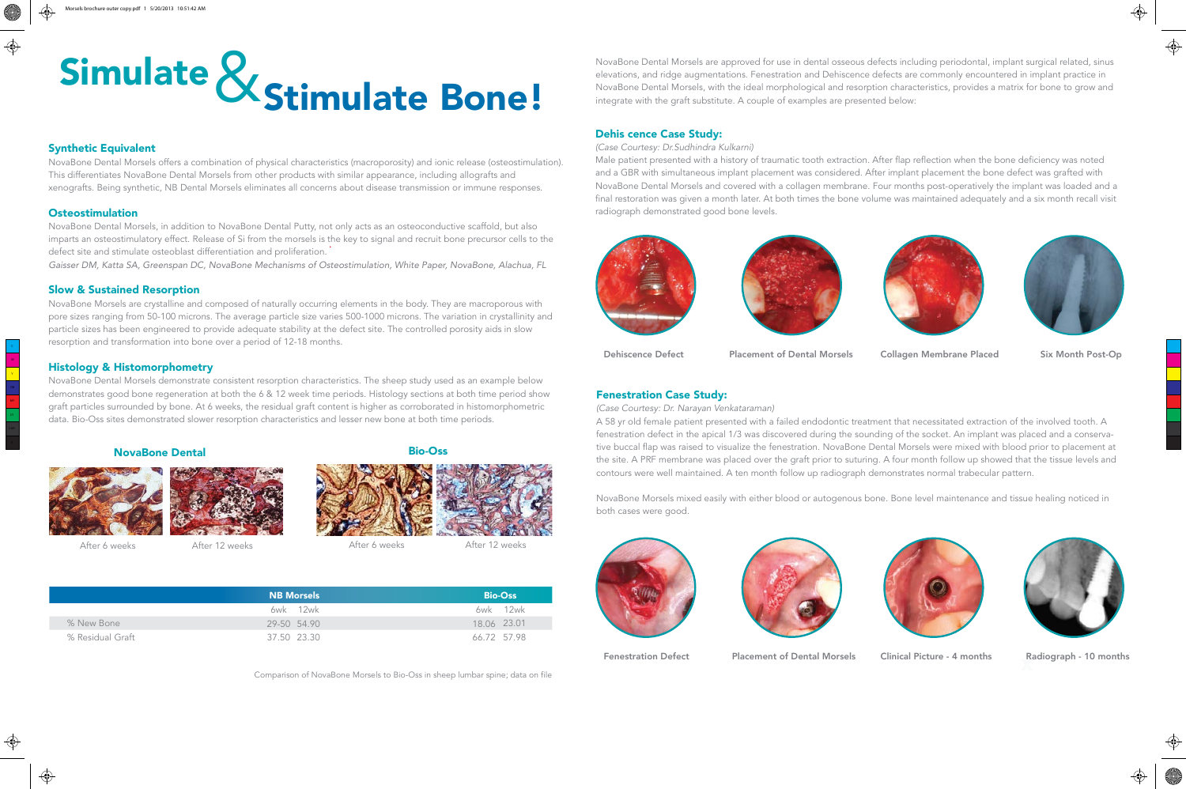# Simulate & Stimulate Bone!

## Synthetic Equivalent

NovaBone Dental Morsels offers a combination of physical characteristics (macroporosity) and ionic release (osteostimulation). This differentiates NovaBone Dental Morsels from other products with similar appearance, including allografts and xenografts. Being synthetic, NB Dental Morsels eliminates all concerns about disease transmission or immune responses.

## Osteostimulation

NovaBone Dental Morsels, in addition to NovaBone Dental Putty, not only acts as an osteoconductive scaffold, but also imparts an osteostimulatory effect. Release of Si from the morsels is the key to signal and recruit bone precursor cells to the defect site and stimulate osteoblast differentiation and proliferation.*

*Gaisser DM, Katta SA, Greenspan DC, NovaBone Mechanisms of Osteostimulation, White Paper, NovaBone, Alachua, FL*

## Slow & Sustained Resorption

NovaBone Morsels are crystalline and composed of naturally occurring elements in the body. They are macroporous with pore sizes ranging from 50-100 microns. The average particle size varies 500-1000 microns. The variation in crystallinity and particle sizes has been engineered to provide adequate stability at the defect site. The controlled porosity aids in slow resorption and transformation into bone over a period of 12-18 months.

## Histology & Histomorphometry

NovaBone Dental Morsels demonstrate consistent resorption characteristics. The sheep study used as an example below demonstrates good bone regeneration at both the 6 & 12 week time periods. Histology sections at both time period show graft particles surrounded by bone. At 6 weeks, the residual graft content is higher as corroborated in histomorphometric data. Bio-Oss sites demonstrated slower resorption characteristics and lesser new bone at both time periods.

**NovaBone Dental**

After 6 weeks

After 12 weeks

**Bio-Oss**

After 6 weeks

After 12 weeks

| | NB Morsels | | Bio-Oss | |
|---|---|---|---|---|
| | 6wk | 12wk | 6wk | 12wk |
| % New Bone | 29-50 | 54.90 | 18.06 | 23.01 |
| % Residual Graft | 37.50 | 23.30 | 66.72 | 57.98 |

Comparison of NovaBone Morsels to Bio-Oss in sheep lumbar spine; data on file

NovaBone Dental Morsels are approved for use in dental osseous defects including periodontal, implant surgical related, sinus elevations, and ridge augmentations. Fenestration and Dehiscence defects are commonly encountered in implant practice in NovaBone Dental Morsels, with the ideal morphological and resorption characteristics, provides a matrix for bone to grow and integrate with the graft substitute. A couple of examples are presented below:

## Dehis cence Case Study:

*(Case Courtesy: Dr.Sudhindra Kulkarni)*

Male patient presented with a history of traumatic tooth extraction. After flap reflection when the bone deficiency was noted and a GBR with simultaneous implant placement was considered. After implant placement the bone defect was grafted with NovaBone Dental Morsels and covered with a collagen membrane. Four months post-operatively the implant was loaded and a final restoration was given a month later. At both times the bone volume was maintained adequately and a six month recall visit radiograph demonstrated good bone levels.

Dehiscence Defect

Placement of Dental Morsels

Collagen Membrane Placed

Six Month Post-Op

## Fenestration Case Study:

*(Case Courtesy: Dr. Narayan Venkataraman)*

A 58 yr old female patient presented with a failed endodontic treatment that necessitated extraction of the involved tooth. A fenestration defect in the apical 1/3 was discovered during the sounding of the socket. An implant was placed and a conservative buccal flap was raised to visualize the fenestration. NovaBone Dental Morsels were mixed with blood prior to placement at the site. A PRF membrane was placed over the graft prior to suturing. A four month follow up showed that the tissue levels and contours were well maintained. A ten month follow up radiograph demonstrates normal trabecular pattern.

NovaBone Morsels mixed easily with either blood or autogenous bone. Bone level maintenance and tissue healing noticed in both cases were good.

Fenestration Defect

Placement of Dental Morsels

Clinical Picture - 4 months

Radiograph - 10 months